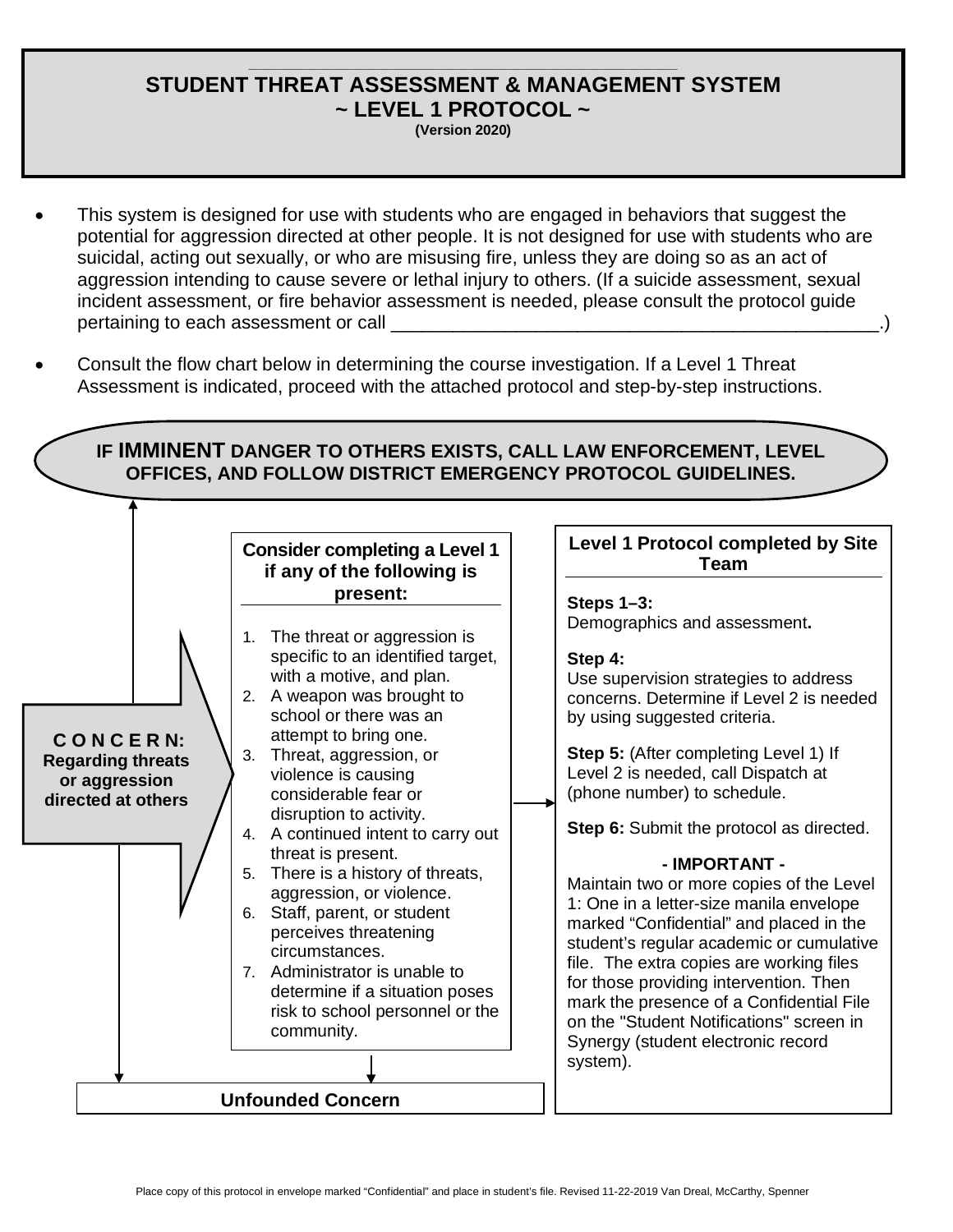# STUDENT THREAT ASSESSMENT & MANAGEMENT SYSTEM
## ~ LEVEL 1 PROTOCOL ~
**(Version 2020)**

- This system is designed for use with students who are engaged in behaviors that suggest the potential for aggression directed at other people. It is not designed for use with students who are suicidal, acting out sexually, or who are misusing fire, unless they are doing so as an act of aggression intending to cause severe or lethal injury to others. (If a suicide assessment, sexual incident assessment, or fire behavior assessment is needed, please consult the protocol guide pertaining to each assessment or call _______________________________________________.)
- Consult the flow chart below in determining the course investigation. If a Level 1 Threat Assessment is indicated, proceed with the attached protocol and step-by-step instructions.

**IF IMMINENT DANGER TO OTHERS EXISTS, CALL LAW ENFORCEMENT, LEVEL OFFICES, AND FOLLOW DISTRICT EMERGENCY PROTOCOL GUIDELINES.**

**CONCERN: Regarding threats or aggression directed at others**

**Consider completing a Level 1 if any of the following is present:**

1. The threat or aggression is specific to an identified target, with a motive, and plan.
2. A weapon was brought to school or there was an attempt to bring one.
3. Threat, aggression, or violence is causing considerable fear or disruption to activity.
4. A continued intent to carry out threat is present.
5. There is a history of threats, aggression, or violence.
6. Staff, parent, or student perceives threatening circumstances.
7. Administrator is unable to determine if a situation poses risk to school personnel or the community.

**Unfounded Concern**

**Level 1 Protocol completed by Site Team**

**Steps 1–3:**
Demographics and assessment**.**

**Step 4:**
Use supervision strategies to address concerns. Determine if Level 2 is needed by using suggested criteria.

**Step 5:** (After completing Level 1) If Level 2 is needed, call Dispatch at (phone number) to schedule.

**Step 6:** Submit the protocol as directed.

**- IMPORTANT -**
Maintain two or more copies of the Level 1: One in a letter-size manila envelope marked "Confidential" and placed in the student's regular academic or cumulative file. The extra copies are working files for those providing intervention. Then mark the presence of a Confidential File on the "Student Notifications" screen in Synergy (student electronic record system).

Place copy of this protocol in envelope marked "Confidential" and place in student's file. Revised 11-22-2019 Van Dreal, McCarthy, Spenner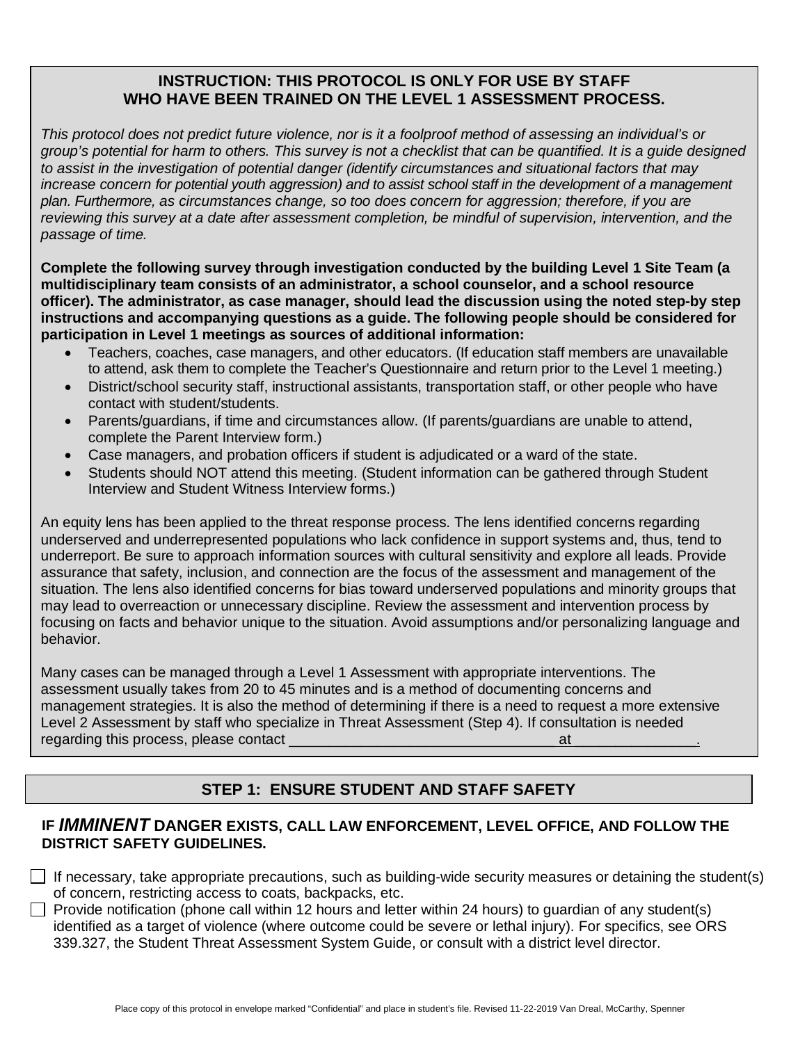**INSTRUCTION: THIS PROTOCOL IS ONLY FOR USE BY STAFF WHO HAVE BEEN TRAINED ON THE LEVEL 1 ASSESSMENT PROCESS.**

*This protocol does not predict future violence, nor is it a foolproof method of assessing an individual's or group's potential for harm to others. This survey is not a checklist that can be quantified. It is a guide designed to assist in the investigation of potential danger (identify circumstances and situational factors that may increase concern for potential youth aggression) and to assist school staff in the development of a management plan. Furthermore, as circumstances change, so too does concern for aggression; therefore, if you are reviewing this survey at a date after assessment completion, be mindful of supervision, intervention, and the passage of time.*

**Complete the following survey through investigation conducted by the building Level 1 Site Team (a multidisciplinary team consists of an administrator, a school counselor, and a school resource officer). The administrator, as case manager, should lead the discussion using the noted step-by step instructions and accompanying questions as a guide. The following people should be considered for participation in Level 1 meetings as sources of additional information:**

- Teachers, coaches, case managers, and other educators. (If education staff members are unavailable to attend, ask them to complete the Teacher's Questionnaire and return prior to the Level 1 meeting.)
- District/school security staff, instructional assistants, transportation staff, or other people who have contact with student/students.
- Parents/guardians, if time and circumstances allow. (If parents/guardians are unable to attend, complete the Parent Interview form.)
- Case managers, and probation officers if student is adjudicated or a ward of the state.
- Students should NOT attend this meeting. (Student information can be gathered through Student Interview and Student Witness Interview forms.)

An equity lens has been applied to the threat response process. The lens identified concerns regarding underserved and underrepresented populations who lack confidence in support systems and, thus, tend to underreport. Be sure to approach information sources with cultural sensitivity and explore all leads. Provide assurance that safety, inclusion, and connection are the focus of the assessment and management of the situation. The lens also identified concerns for bias toward underserved populations and minority groups that may lead to overreaction or unnecessary discipline. Review the assessment and intervention process by focusing on facts and behavior unique to the situation. Avoid assumptions and/or personalizing language and behavior.

Many cases can be managed through a Level 1 Assessment with appropriate interventions. The assessment usually takes from 20 to 45 minutes and is a method of documenting concerns and management strategies. It is also the method of determining if there is a need to request a more extensive Level 2 Assessment by staff who specialize in Threat Assessment (Step 4). If consultation is needed regarding this process, please contact ________________________________ at _______________.

## STEP 1: ENSURE STUDENT AND STAFF SAFETY

**IF *IMMINENT* DANGER EXISTS, CALL LAW ENFORCEMENT, LEVEL OFFICE, AND FOLLOW THE DISTRICT SAFETY GUIDELINES.**

- ☐ If necessary, take appropriate precautions, such as building-wide security measures or detaining the student(s) of concern, restricting access to coats, backpacks, etc.
- ☐ Provide notification (phone call within 12 hours and letter within 24 hours) to guardian of any student(s) identified as a target of violence (where outcome could be severe or lethal injury). For specifics, see ORS 339.327, the Student Threat Assessment System Guide, or consult with a district level director.

Place copy of this protocol in envelope marked "Confidential" and place in student's file. Revised 11-22-2019 Van Dreal, McCarthy, Spenner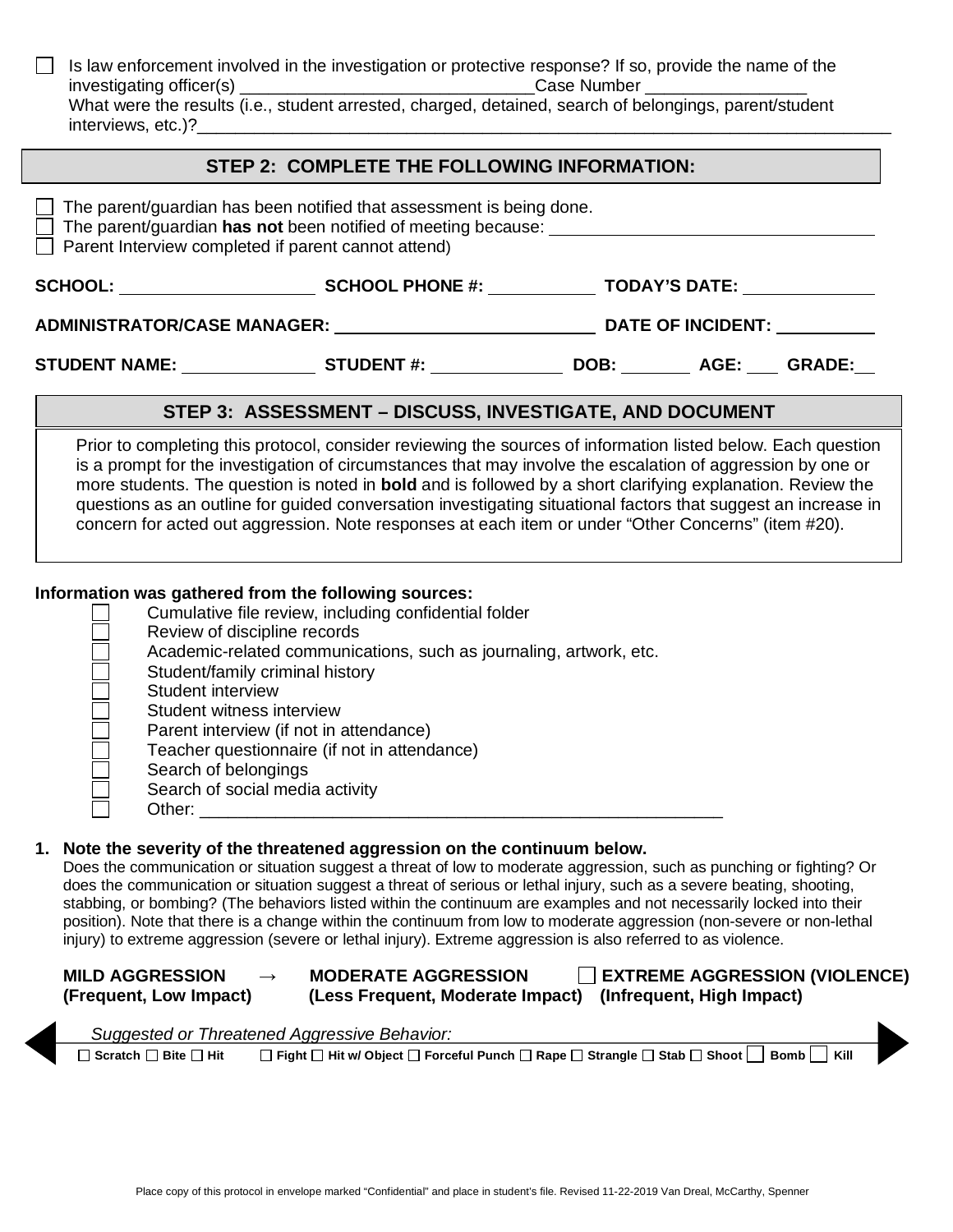☐ Is law enforcement involved in the investigation or protective response? If so, provide the name of the investigating officer(s) ______________________________ Case Number ________________
What were the results (i.e., student arrested, charged, detained, search of belongings, parent/student interviews, etc.)?__________________________________________________________________________

## STEP 2: COMPLETE THE FOLLOWING INFORMATION:

☐ The parent/guardian has been notified that assessment is being done.
☐ The parent/guardian **has not** been notified of meeting because: ________________________________
☐ Parent Interview completed if parent cannot attend)

**SCHOOL:** ____________________ **SCHOOL PHONE #:** ___________ **TODAY'S DATE:** _____________

**ADMINISTRATOR/CASE MANAGER:** __________________________ **DATE OF INCIDENT:** __________

**STUDENT NAME:** ______________ **STUDENT #:** ______________ **DOB:** _______ **AGE:** ___ **GRADE:** __

## STEP 3: ASSESSMENT – DISCUSS, INVESTIGATE, AND DOCUMENT

Prior to completing this protocol, consider reviewing the sources of information listed below. Each question is a prompt for the investigation of circumstances that may involve the escalation of aggression by one or more students. The question is noted in **bold** and is followed by a short clarifying explanation. Review the questions as an outline for guided conversation investigating situational factors that suggest an increase in concern for acted out aggression. Note responses at each item or under "Other Concerns" (item #20).

**Information was gathered from the following sources:**

- ☐ Cumulative file review, including confidential folder
- ☐ Review of discipline records
- ☐ Academic-related communications, such as journaling, artwork, etc.
- ☐ Student/family criminal history
- ☐ Student interview
- ☐ Student witness interview
- ☐ Parent interview (if not in attendance)
- ☐ Teacher questionnaire (if not in attendance)
- ☐ Search of belongings
- ☐ Search of social media activity
- ☐ Other: ________________________________________________________

**1. Note the severity of the threatened aggression on the continuum below.**
Does the communication or situation suggest a threat of low to moderate aggression, such as punching or fighting? Or does the communication or situation suggest a threat of serious or lethal injury, such as a severe beating, shooting, stabbing, or bombing? (The behaviors listed within the continuum are examples and not necessarily locked into their position). Note that there is a change within the continuum from low to moderate aggression (non-severe or non-lethal injury) to extreme aggression (severe or lethal injury). Extreme aggression is also referred to as violence.

**MILD AGGRESSION** → **MODERATE AGGRESSION** ☐ **EXTREME AGGRESSION (VIOLENCE)**
**(Frequent, Low Impact)** **(Less Frequent, Moderate Impact)** **(Infrequent, High Impact)**

*Suggested or Threatened Aggressive Behavior:*

☐ Scratch ☐ Bite ☐ Hit ☐ Fight ☐ Hit w/ Object ☐ Forceful Punch ☐ Rape ☐ Strangle ☐ Stab ☐ Shoot ☐ Bomb ☐ Kill

Place copy of this protocol in envelope marked "Confidential" and place in student's file. Revised 11-22-2019 Van Dreal, McCarthy, Spenner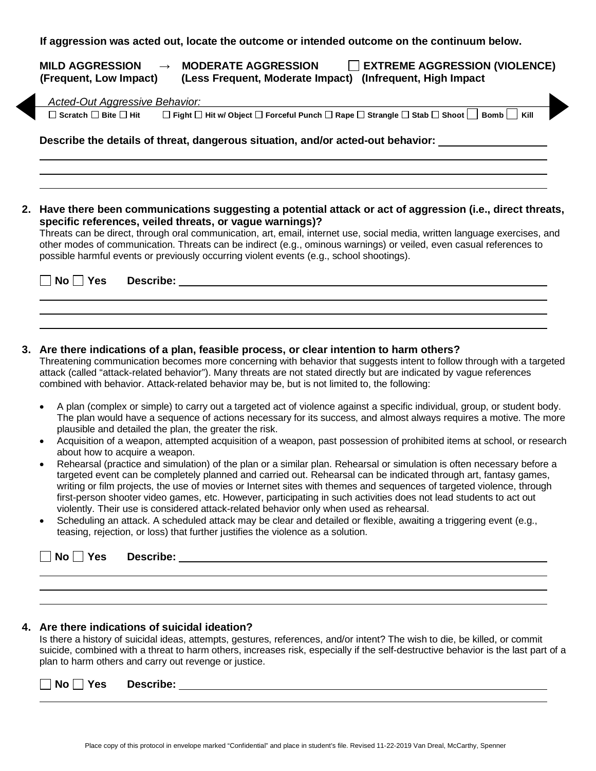**If aggression was acted out, locate the outcome or intended outcome on the continuum below.**

**MILD AGGRESSION** → **MODERATE AGGRESSION** ☐ **EXTREME AGGRESSION (VIOLENCE)**
**(Frequent, Low Impact)** **(Less Frequent, Moderate Impact)** **(Infrequent, High Impact**

*Acted-Out Aggressive Behavior:*

☐ Scratch ☐ Bite ☐ Hit ☐ Fight ☐ Hit w/ Object ☐ Forceful Punch ☐ Rape ☐ Strangle ☐ Stab ☐ Shoot ☐ Bomb ☐ Kill

**Describe the details of threat, dangerous situation, and/or acted-out behavior:** ____________________

____________________________________________________________________________

____________________________________________________________________________

____________________________________________________________________________

**2. Have there been communications suggesting a potential attack or act of aggression (i.e., direct threats, specific references, veiled threats, or vague warnings)?**

Threats can be direct, through oral communication, art, email, internet use, social media, written language exercises, and other modes of communication. Threats can be indirect (e.g., ominous warnings) or veiled, even casual references to possible harmful events or previously occurring violent events (e.g., school shootings).

☐ **No** ☐ **Yes** **Describe:** ____________________________________________________________

____________________________________________________________________________

____________________________________________________________________________

____________________________________________________________________________

**3. Are there indications of a plan, feasible process, or clear intention to harm others?**

Threatening communication becomes more concerning with behavior that suggests intent to follow through with a targeted attack (called "attack-related behavior"). Many threats are not stated directly but are indicated by vague references combined with behavior. Attack-related behavior may be, but is not limited to, the following:

- A plan (complex or simple) to carry out a targeted act of violence against a specific individual, group, or student body. The plan would have a sequence of actions necessary for its success, and almost always requires a motive. The more plausible and detailed the plan, the greater the risk.
- Acquisition of a weapon, attempted acquisition of a weapon, past possession of prohibited items at school, or research about how to acquire a weapon.
- Rehearsal (practice and simulation) of the plan or a similar plan. Rehearsal or simulation is often necessary before a targeted event can be completely planned and carried out. Rehearsal can be indicated through art, fantasy games, writing or film projects, the use of movies or Internet sites with themes and sequences of targeted violence, through first-person shooter video games, etc. However, participating in such activities does not lead students to act out violently. Their use is considered attack-related behavior only when used as rehearsal.
- Scheduling an attack. A scheduled attack may be clear and detailed or flexible, awaiting a triggering event (e.g., teasing, rejection, or loss) that further justifies the violence as a solution.

☐ **No** ☐ **Yes** **Describe:** ____________________________________________________________

____________________________________________________________________________

____________________________________________________________________________

____________________________________________________________________________

**4. Are there indications of suicidal ideation?**

Is there a history of suicidal ideas, attempts, gestures, references, and/or intent? The wish to die, be killed, or commit suicide, combined with a threat to harm others, increases risk, especially if the self-destructive behavior is the last part of a plan to harm others and carry out revenge or justice.

☐ **No** ☐ **Yes** **Describe:** ____________________________________________________________

____________________________________________________________________________

Place copy of this protocol in envelope marked "Confidential" and place in student's file. Revised 11-22-2019 Van Dreal, McCarthy, Spenner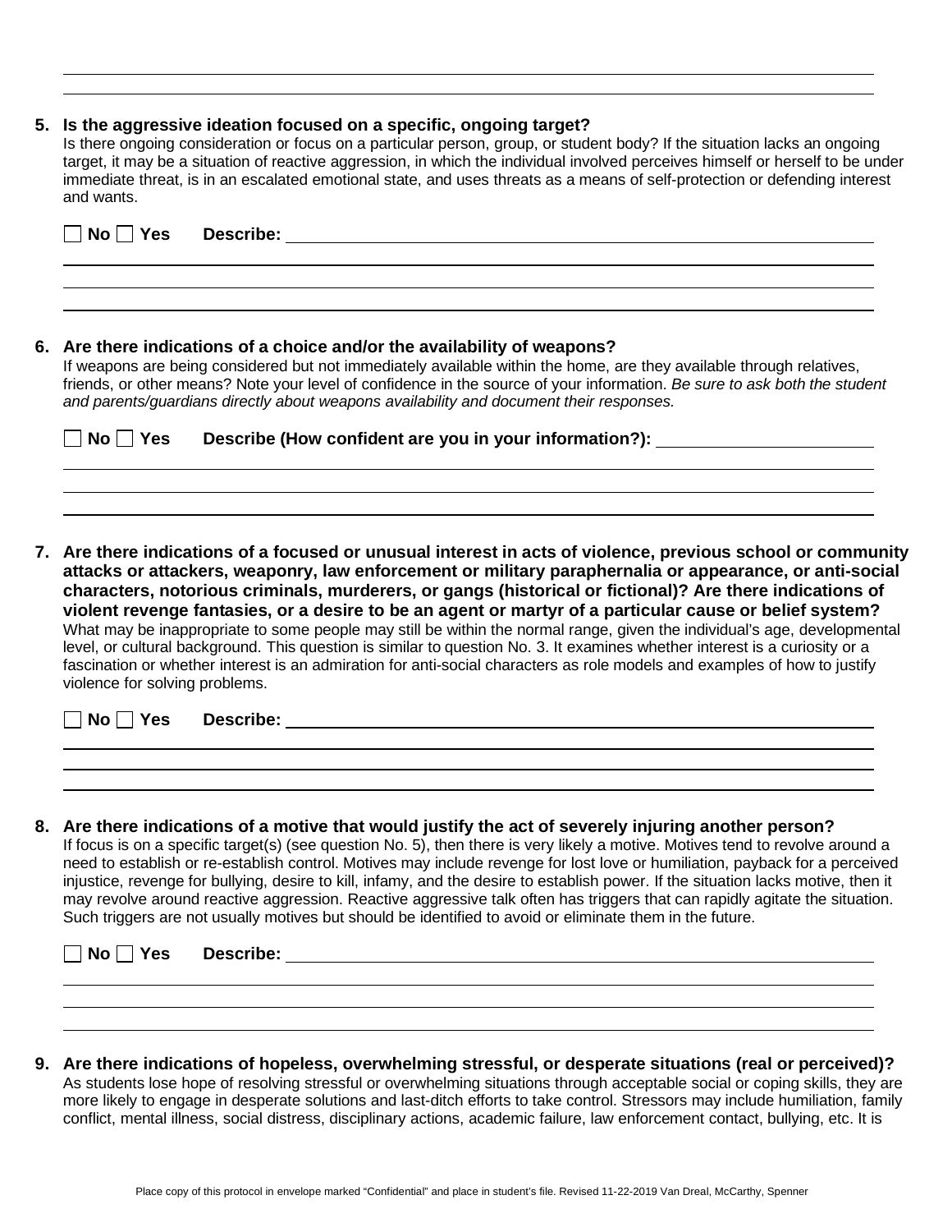5. **Is the aggressive ideation focused on a specific, ongoing target?**
Is there ongoing consideration or focus on a particular person, group, or student body? If the situation lacks an ongoing target, it may be a situation of reactive aggression, in which the individual involved perceives himself or herself to be under immediate threat, is in an escalated emotional state, and uses threats as a means of self-protection or defending interest and wants.

☐ **No** ☐ **Yes** **Describe:** ____________________

6. **Are there indications of a choice and/or the availability of weapons?**
If weapons are being considered but not immediately available within the home, are they available through relatives, friends, or other means? Note your level of confidence in the source of your information. *Be sure to ask both the student and parents/guardians directly about weapons availability and document their responses.*

☐ **No** ☐ **Yes** **Describe (How confident are you in your information?):** ____________________

7. **Are there indications of a focused or unusual interest in acts of violence, previous school or community attacks or attackers, weaponry, law enforcement or military paraphernalia or appearance, or anti-social characters, notorious criminals, murderers, or gangs (historical or fictional)? Are there indications of violent revenge fantasies, or a desire to be an agent or martyr of a particular cause or belief system?**
What may be inappropriate to some people may still be within the normal range, given the individual's age, developmental level, or cultural background. This question is similar to question No. 3. It examines whether interest is a curiosity or a fascination or whether interest is an admiration for anti-social characters as role models and examples of how to justify violence for solving problems.

☐ **No** ☐ **Yes** **Describe:** ____________________

8. **Are there indications of a motive that would justify the act of severely injuring another person?**
If focus is on a specific target(s) (see question No. 5), then there is very likely a motive. Motives tend to revolve around a need to establish or re-establish control. Motives may include revenge for lost love or humiliation, payback for a perceived injustice, revenge for bullying, desire to kill, infamy, and the desire to establish power. If the situation lacks motive, then it may revolve around reactive aggression. Reactive aggressive talk often has triggers that can rapidly agitate the situation. Such triggers are not usually motives but should be identified to avoid or eliminate them in the future.

☐ **No** ☐ **Yes** **Describe:** ____________________

9. **Are there indications of hopeless, overwhelming stressful, or desperate situations (real or perceived)?**
As students lose hope of resolving stressful or overwhelming situations through acceptable social or coping skills, they are more likely to engage in desperate solutions and last-ditch efforts to take control. Stressors may include humiliation, family conflict, mental illness, social distress, disciplinary actions, academic failure, law enforcement contact, bullying, etc. It is

Place copy of this protocol in envelope marked "Confidential" and place in student's file. Revised 11-22-2019 Van Dreal, McCarthy, Spenner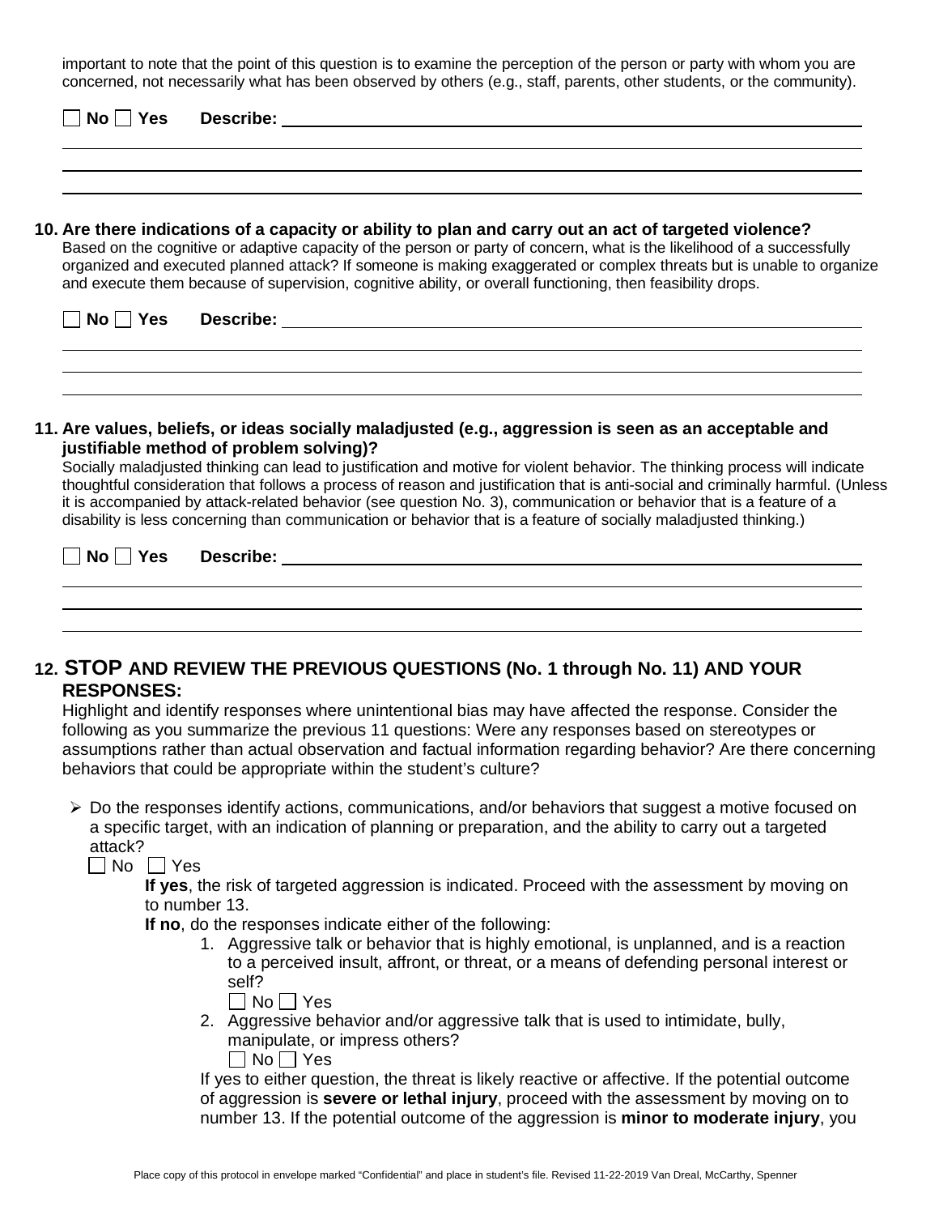important to note that the point of this question is to examine the perception of the person or party with whom you are concerned, not necessarily what has been observed by others (e.g., staff, parents, other students, or the community).

☐ No ☐ Yes **Describe:** ______________________________________________

______________________________________________

______________________________________________

______________________________________________

**10. Are there indications of a capacity or ability to plan and carry out an act of targeted violence?**

Based on the cognitive or adaptive capacity of the person or party of concern, what is the likelihood of a successfully organized and executed planned attack? If someone is making exaggerated or complex threats but is unable to organize and execute them because of supervision, cognitive ability, or overall functioning, then feasibility drops.

☐ No ☐ Yes **Describe:** ______________________________________________

______________________________________________

______________________________________________

______________________________________________

**11. Are values, beliefs, or ideas socially maladjusted (e.g., aggression is seen as an acceptable and justifiable method of problem solving)?**

Socially maladjusted thinking can lead to justification and motive for violent behavior. The thinking process will indicate thoughtful consideration that follows a process of reason and justification that is anti-social and criminally harmful. (Unless it is accompanied by attack-related behavior (see question No. 3), communication or behavior that is a feature of a disability is less concerning than communication or behavior that is a feature of socially maladjusted thinking.)

☐ No ☐ Yes **Describe:** ______________________________________________

______________________________________________

______________________________________________

______________________________________________

**12. STOP AND REVIEW THE PREVIOUS QUESTIONS (No. 1 through No. 11) AND YOUR RESPONSES:**

Highlight and identify responses where unintentional bias may have affected the response. Consider the following as you summarize the previous 11 questions: Were any responses based on stereotypes or assumptions rather than actual observation and factual information regarding behavior? Are there concerning behaviors that could be appropriate within the student's culture?

- Do the responses identify actions, communications, and/or behaviors that suggest a motive focused on a specific target, with an indication of planning or preparation, and the ability to carry out a targeted attack?

  ☐ No ☐ Yes

  **If yes**, the risk of targeted aggression is indicated. Proceed with the assessment by moving on to number 13.

  **If no**, do the responses indicate either of the following:

  1. Aggressive talk or behavior that is highly emotional, is unplanned, and is a reaction to a perceived insult, affront, or threat, or a means of defending personal interest or self?

     ☐ No ☐ Yes

  2. Aggressive behavior and/or aggressive talk that is used to intimidate, bully, manipulate, or impress others?

     ☐ No ☐ Yes

  If yes to either question, the threat is likely reactive or affective. If the potential outcome of aggression is **severe or lethal injury**, proceed with the assessment by moving on to number 13. If the potential outcome of the aggression is **minor to moderate injury**, you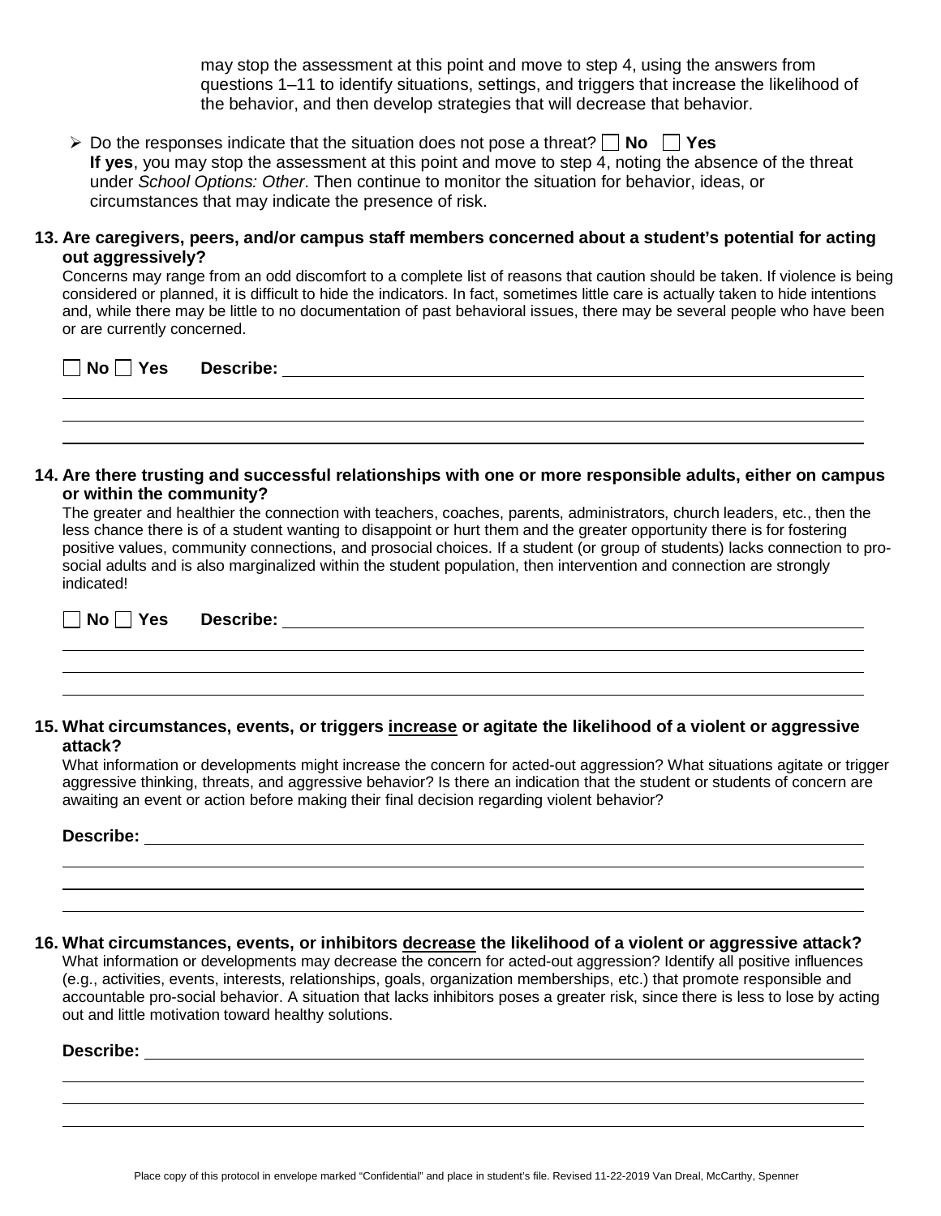may stop the assessment at this point and move to step 4, using the answers from questions 1–11 to identify situations, settings, and triggers that increase the likelihood of the behavior, and then develop strategies that will decrease that behavior.

- Do the responses indicate that the situation does not pose a threat? ☐ **No** ☐ **Yes**
  **If yes**, you may stop the assessment at this point and move to step 4, noting the absence of the threat under *School Options: Other*. Then continue to monitor the situation for behavior, ideas, or circumstances that may indicate the presence of risk.

**13. Are caregivers, peers, and/or campus staff members concerned about a student's potential for acting out aggressively?**

Concerns may range from an odd discomfort to a complete list of reasons that caution should be taken. If violence is being considered or planned, it is difficult to hide the indicators. In fact, sometimes little care is actually taken to hide intentions and, while there may be little to no documentation of past behavioral issues, there may be several people who have been or are currently concerned.

☐ **No** ☐ **Yes** **Describe:** ______________________________

______________________________

______________________________

______________________________

**14. Are there trusting and successful relationships with one or more responsible adults, either on campus or within the community?**

The greater and healthier the connection with teachers, coaches, parents, administrators, church leaders, etc., then the less chance there is of a student wanting to disappoint or hurt them and the greater opportunity there is for fostering positive values, community connections, and prosocial choices. If a student (or group of students) lacks connection to pro-social adults and is also marginalized within the student population, then intervention and connection are strongly indicated!

☐ **No** ☐ **Yes** **Describe:** ______________________________

______________________________

______________________________

______________________________

**15. What circumstances, events, or triggers <u>increase</u> or agitate the likelihood of a violent or aggressive attack?**

What information or developments might increase the concern for acted-out aggression? What situations agitate or trigger aggressive thinking, threats, and aggressive behavior? Is there an indication that the student or students of concern are awaiting an event or action before making their final decision regarding violent behavior?

**Describe:** ______________________________

______________________________

______________________________

______________________________

**16. What circumstances, events, or inhibitors <u>decrease</u> the likelihood of a violent or aggressive attack?**

What information or developments may decrease the concern for acted-out aggression? Identify all positive influences (e.g., activities, events, interests, relationships, goals, organization memberships, etc.) that promote responsible and accountable pro-social behavior. A situation that lacks inhibitors poses a greater risk, since there is less to lose by acting out and little motivation toward healthy solutions.

**Describe:** ______________________________

______________________________

______________________________

______________________________

Place copy of this protocol in envelope marked "Confidential" and place in student's file. Revised 11-22-2019 Van Dreal, McCarthy, Spenner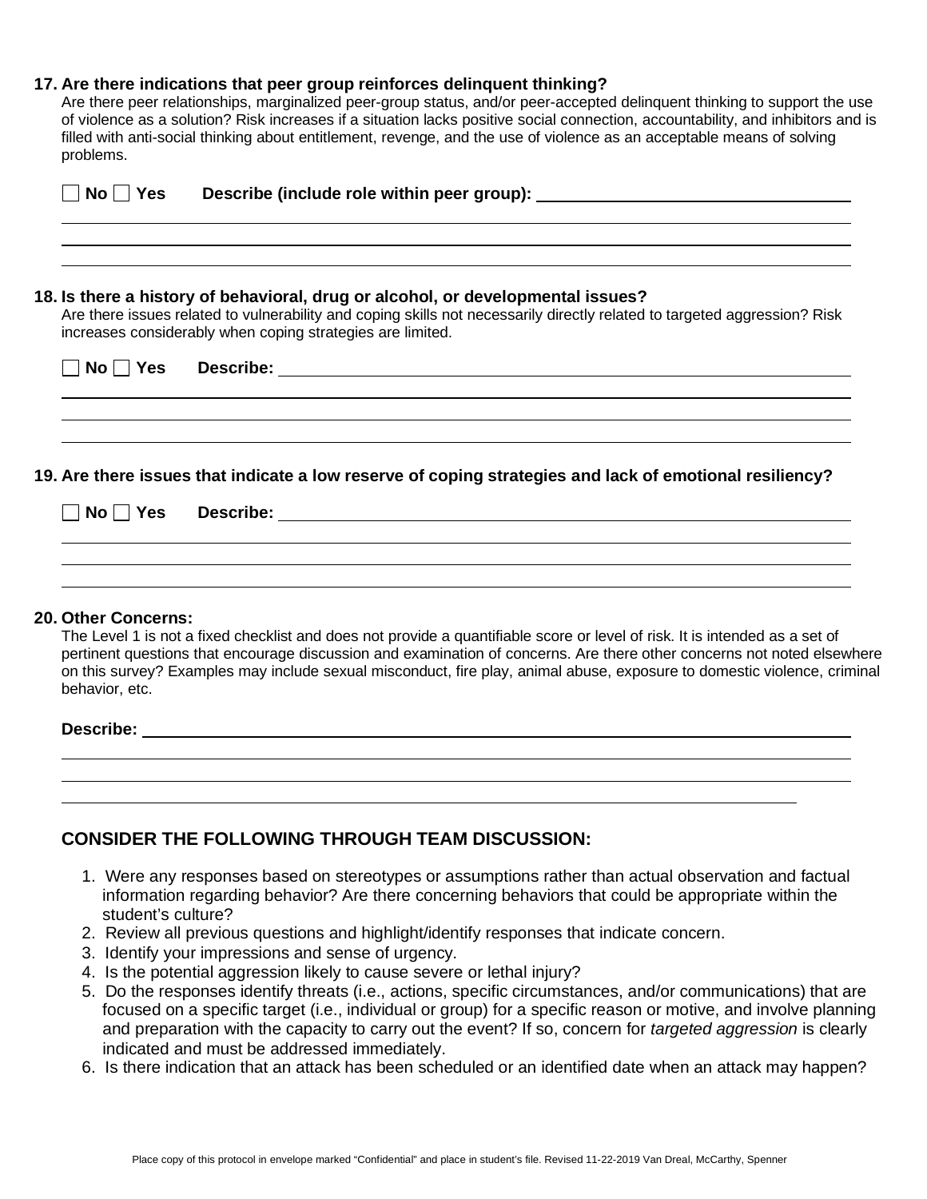**17. Are there indications that peer group reinforces delinquent thinking?**

Are there peer relationships, marginalized peer-group status, and/or peer-accepted delinquent thinking to support the use of violence as a solution? Risk increases if a situation lacks positive social connection, accountability, and inhibitors and is filled with anti-social thinking about entitlement, revenge, and the use of violence as an acceptable means of solving problems.

☐ **No** ☐ **Yes** **Describe (include role within peer group):** ____________________

____________________

____________________

____________________

**18. Is there a history of behavioral, drug or alcohol, or developmental issues?**

Are there issues related to vulnerability and coping skills not necessarily directly related to targeted aggression? Risk increases considerably when coping strategies are limited.

☐ **No** ☐ **Yes** **Describe:** ____________________

____________________

____________________

____________________

**19. Are there issues that indicate a low reserve of coping strategies and lack of emotional resiliency?**

☐ **No** ☐ **Yes** **Describe:** ____________________

____________________

____________________

____________________

**20. Other Concerns:**

The Level 1 is not a fixed checklist and does not provide a quantifiable score or level of risk. It is intended as a set of pertinent questions that encourage discussion and examination of concerns. Are there other concerns not noted elsewhere on this survey? Examples may include sexual misconduct, fire play, animal abuse, exposure to domestic violence, criminal behavior, etc.

**Describe:** ____________________

____________________

____________________

____________________

## CONSIDER THE FOLLOWING THROUGH TEAM DISCUSSION:

1. Were any responses based on stereotypes or assumptions rather than actual observation and factual information regarding behavior? Are there concerning behaviors that could be appropriate within the student's culture?
2. Review all previous questions and highlight/identify responses that indicate concern.
3. Identify your impressions and sense of urgency.
4. Is the potential aggression likely to cause severe or lethal injury?
5. Do the responses identify threats (i.e., actions, specific circumstances, and/or communications) that are focused on a specific target (i.e., individual or group) for a specific reason or motive, and involve planning and preparation with the capacity to carry out the event? If so, concern for *targeted aggression* is clearly indicated and must be addressed immediately.
6. Is there indication that an attack has been scheduled or an identified date when an attack may happen?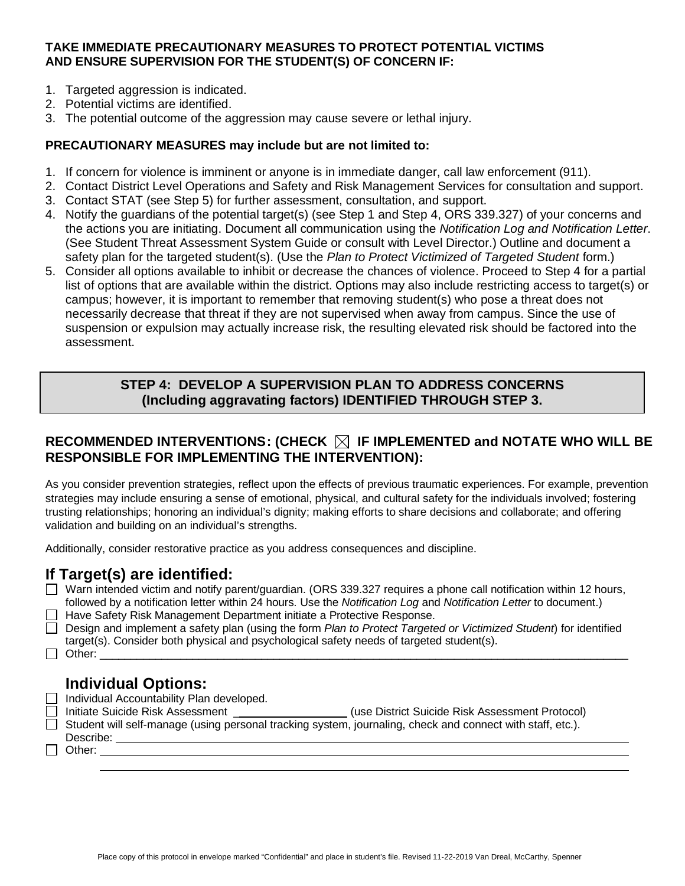**TAKE IMMEDIATE PRECAUTIONARY MEASURES TO PROTECT POTENTIAL VICTIMS AND ENSURE SUPERVISION FOR THE STUDENT(S) OF CONCERN IF:**

1. Targeted aggression is indicated.
2. Potential victims are identified.
3. The potential outcome of the aggression may cause severe or lethal injury.

**PRECAUTIONARY MEASURES may include but are not limited to:**

1. If concern for violence is imminent or anyone is in immediate danger, call law enforcement (911).
2. Contact District Level Operations and Safety and Risk Management Services for consultation and support.
3. Contact STAT (see Step 5) for further assessment, consultation, and support.
4. Notify the guardians of the potential target(s) (see Step 1 and Step 4, ORS 339.327) of your concerns and the actions you are initiating. Document all communication using the *Notification Log and Notification Letter*. (See Student Threat Assessment System Guide or consult with Level Director.) Outline and document a safety plan for the targeted student(s). (Use the *Plan to Protect Victimized of Targeted Student* form.)
5. Consider all options available to inhibit or decrease the chances of violence. Proceed to Step 4 for a partial list of options that are available within the district. Options may also include restricting access to target(s) or campus; however, it is important to remember that removing student(s) who pose a threat does not necessarily decrease that threat if they are not supervised when away from campus. Since the use of suspension or expulsion may actually increase risk, the resulting elevated risk should be factored into the assessment.

## STEP 4: DEVELOP A SUPERVISION PLAN TO ADDRESS CONCERNS (Including aggravating factors) IDENTIFIED THROUGH STEP 3.

### RECOMMENDED INTERVENTIONS: (CHECK ☒ IF IMPLEMENTED and NOTATE WHO WILL BE RESPONSIBLE FOR IMPLEMENTING THE INTERVENTION):

As you consider prevention strategies, reflect upon the effects of previous traumatic experiences. For example, prevention strategies may include ensuring a sense of emotional, physical, and cultural safety for the individuals involved; fostering trusting relationships; honoring an individual's dignity; making efforts to share decisions and collaborate; and offering validation and building on an individual's strengths.

Additionally, consider restorative practice as you address consequences and discipline.

## If Target(s) are identified:

☐ Warn intended victim and notify parent/guardian. (ORS 339.327 requires a phone call notification within 12 hours, followed by a notification letter within 24 hours. Use the *Notification Log* and *Notification Letter* to document.)
☐ Have Safety Risk Management Department initiate a Protective Response.
☐ Design and implement a safety plan (using the form *Plan to Protect Targeted or Victimized Student*) for identified target(s). Consider both physical and psychological safety needs of targeted student(s).
☐ Other: ____________________________________________________________________

## Individual Options:

☐ Individual Accountability Plan developed.
☐ Initiate Suicide Risk Assessment ________________ (use District Suicide Risk Assessment Protocol)
☐ Student will self-manage (using personal tracking system, journaling, check and connect with staff, etc.). Describe: ____________________________________________________________________
☐ Other: ____________________________________________________________________
____________________________________________________________________

Place copy of this protocol in envelope marked "Confidential" and place in student's file. Revised 11-22-2019 Van Dreal, McCarthy, Spenner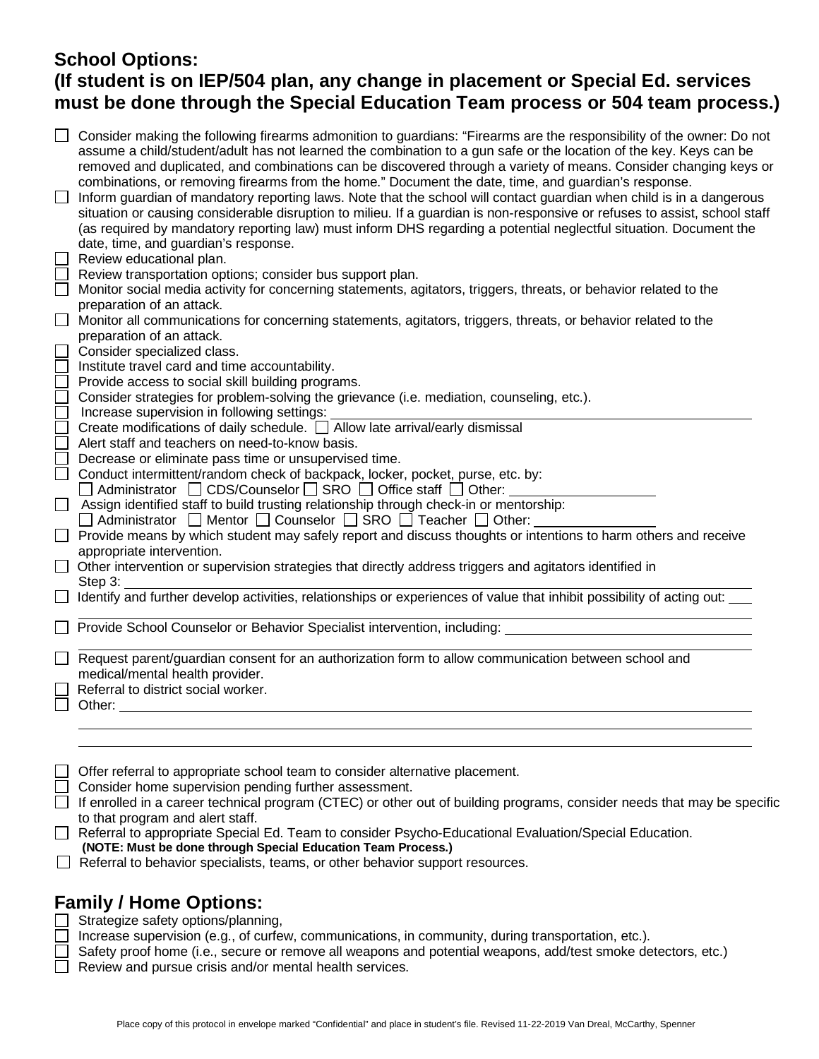## School Options:
## (If student is on IEP/504 plan, any change in placement or Special Ed. services must be done through the Special Education Team process or 504 team process.)

- ☐ Consider making the following firearms admonition to guardians: "Firearms are the responsibility of the owner: Do not assume a child/student/adult has not learned the combination to a gun safe or the location of the key. Keys can be removed and duplicated, and combinations can be discovered through a variety of means. Consider changing keys or combinations, or removing firearms from the home." Document the date, time, and guardian's response.
- ☐ Inform guardian of mandatory reporting laws. Note that the school will contact guardian when child is in a dangerous situation or causing considerable disruption to milieu. If a guardian is non-responsive or refuses to assist, school staff (as required by mandatory reporting law) must inform DHS regarding a potential neglectful situation. Document the date, time, and guardian's response.
- ☐ Review educational plan.
- ☐ Review transportation options; consider bus support plan.
- ☐ Monitor social media activity for concerning statements, agitators, triggers, threats, or behavior related to the preparation of an attack.
- ☐ Monitor all communications for concerning statements, agitators, triggers, threats, or behavior related to the preparation of an attack.
- ☐ Consider specialized class.
- ☐ Institute travel card and time accountability.
- ☐ Provide access to social skill building programs.
- ☐ Consider strategies for problem-solving the grievance (i.e. mediation, counseling, etc.).
- ☐ Increase supervision in following settings: ______________________________
- ☐ Create modifications of daily schedule. ☐ Allow late arrival/early dismissal
- ☐ Alert staff and teachers on need-to-know basis.
- ☐ Decrease or eliminate pass time or unsupervised time.
- ☐ Conduct intermittent/random check of backpack, locker, pocket, purse, etc. by:
  ☐ Administrator ☐ CDS/Counselor ☐ SRO ☐ Office staff ☐ Other: ______________
- ☐ Assign identified staff to build trusting relationship through check-in or mentorship:
  ☐ Administrator ☐ Mentor ☐ Counselor ☐ SRO ☐ Teacher ☐ Other: ______________
- ☐ Provide means by which student may safely report and discuss thoughts or intentions to harm others and receive appropriate intervention.
- ☐ Other intervention or supervision strategies that directly address triggers and agitators identified in Step 3: ______________________________
- ☐ Identify and further develop activities, relationships or experiences of value that inhibit possibility of acting out: ______________________________
- ☐ Provide School Counselor or Behavior Specialist intervention, including: ______________________________
- ☐ Request parent/guardian consent for an authorization form to allow communication between school and medical/mental health provider.
- ☐ Referral to district social worker.
- ☐ Other: ______________________________

- ☐ Offer referral to appropriate school team to consider alternative placement.
- ☐ Consider home supervision pending further assessment.
- ☐ If enrolled in a career technical program (CTEC) or other out of building programs, consider needs that may be specific to that program and alert staff.
- ☐ Referral to appropriate Special Ed. Team to consider Psycho-Educational Evaluation/Special Education.
  **(NOTE: Must be done through Special Education Team Process.)**
- ☐ Referral to behavior specialists, teams, or other behavior support resources.

## Family / Home Options:

- ☐ Strategize safety options/planning,
- ☐ Increase supervision (e.g., of curfew, communications, in community, during transportation, etc.).
- ☐ Safety proof home (i.e., secure or remove all weapons and potential weapons, add/test smoke detectors, etc.)
- ☐ Review and pursue crisis and/or mental health services.

Place copy of this protocol in envelope marked "Confidential" and place in student's file. Revised 11-22-2019 Van Dreal, McCarthy, Spenner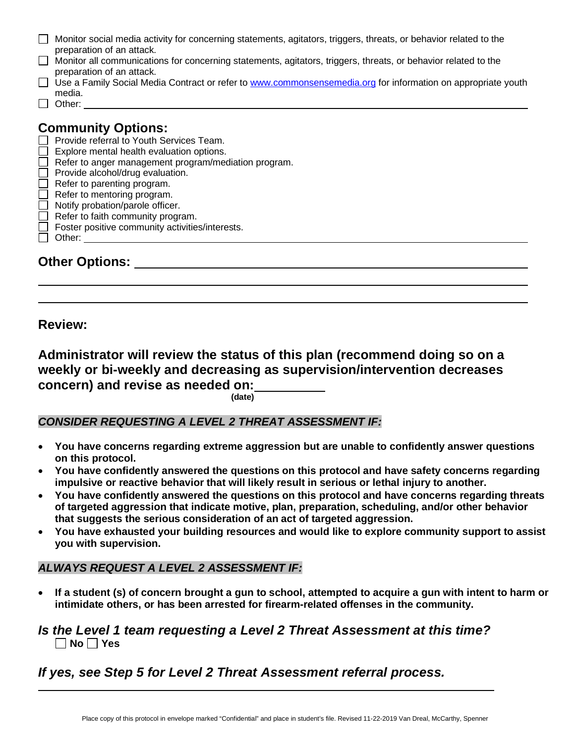- ☐ Monitor social media activity for concerning statements, agitators, triggers, threats, or behavior related to the preparation of an attack.
- ☐ Monitor all communications for concerning statements, agitators, triggers, threats, or behavior related to the preparation of an attack.
- ☐ Use a Family Social Media Contract or refer to www.commonsensemedia.org for information on appropriate youth media.
- ☐ Other: ______________________________

## Community Options:

- ☐ Provide referral to Youth Services Team.
- ☐ Explore mental health evaluation options.
- ☐ Refer to anger management program/mediation program.
- ☐ Provide alcohol/drug evaluation.
- ☐ Refer to parenting program.
- ☐ Refer to mentoring program.
- ☐ Notify probation/parole officer.
- ☐ Refer to faith community program.
- ☐ Foster positive community activities/interests.
- ☐ Other: ______________________________

## Other Options: ______________________________

______________________________

______________________________

## Review:

### Administrator will review the status of this plan (recommend doing so on a weekly or bi-weekly and decreasing as supervision/intervention decreases concern) and revise as needed on: __________

**(date)**

***CONSIDER REQUESTING A LEVEL 2 THREAT ASSESSMENT IF:***

- **You have concerns regarding extreme aggression but are unable to confidently answer questions on this protocol.**
- **You have confidently answered the questions on this protocol and have safety concerns regarding impulsive or reactive behavior that will likely result in serious or lethal injury to another.**
- **You have confidently answered the questions on this protocol and have concerns regarding threats of targeted aggression that indicate motive, plan, preparation, scheduling, and/or other behavior that suggests the serious consideration of an act of targeted aggression.**
- **You have exhausted your building resources and would like to explore community support to assist you with supervision.**

***ALWAYS REQUEST A LEVEL 2 ASSESSMENT IF:***

- **If a student (s) of concern brought a gun to school, attempted to acquire a gun with intent to harm or intimidate others, or has been arrested for firearm-related offenses in the community.**

### *Is the Level 1 team requesting a Level 2 Threat Assessment at this time?*

☐ **No** ☐ **Yes**

### *If yes, see Step 5 for Level 2 Threat Assessment referral process.*

Place copy of this protocol in envelope marked "Confidential" and place in student's file. Revised 11-22-2019 Van Dreal, McCarthy, Spenner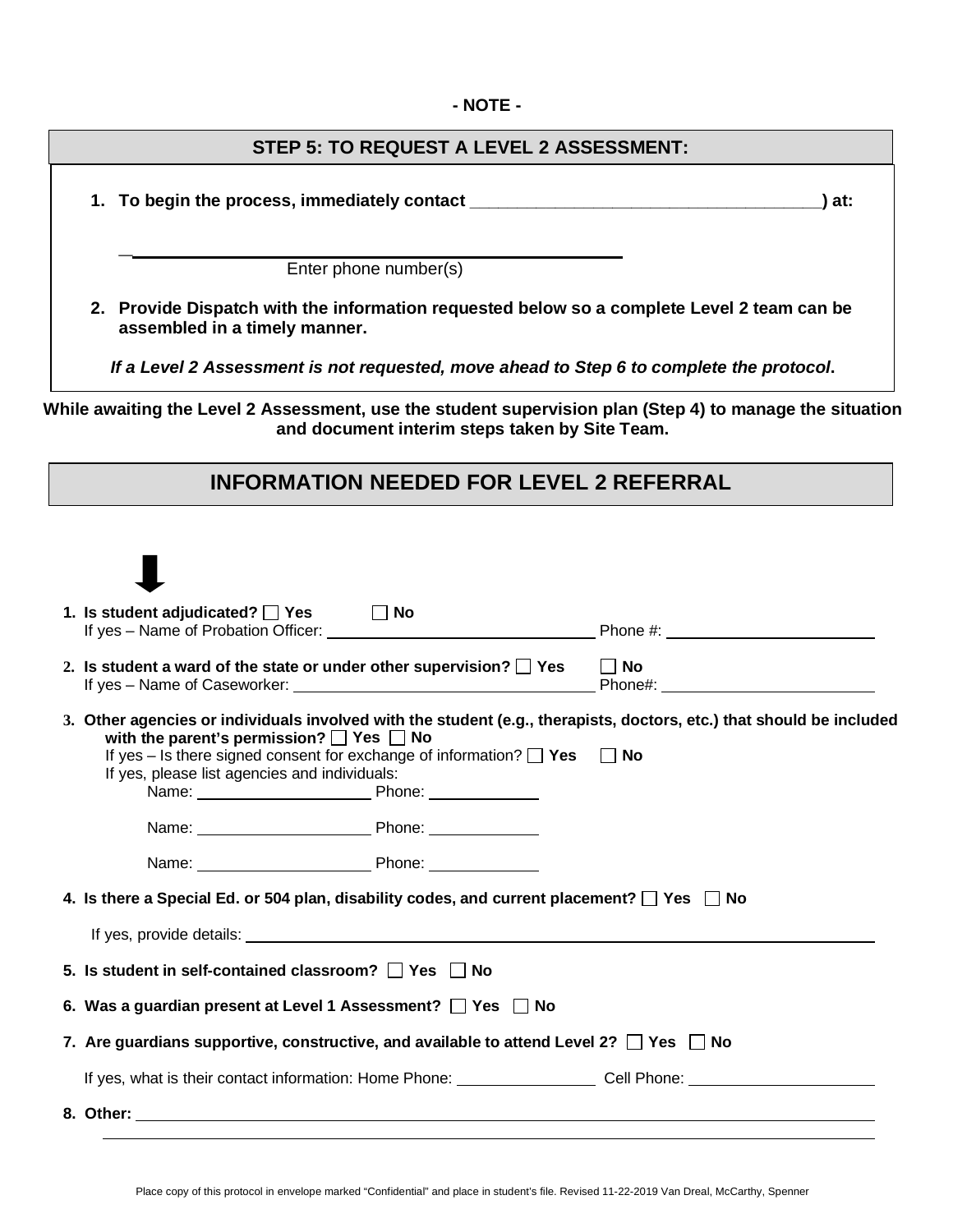**- NOTE -**

## STEP 5: TO REQUEST A LEVEL 2 ASSESSMENT:

1. **To begin the process, immediately contact ___________________________________) at:**

   _______________________________________________
   Enter phone number(s)

2. **Provide Dispatch with the information requested below so a complete Level 2 team can be assembled in a timely manner.**

***If a Level 2 Assessment is not requested, move ahead to Step 6 to complete the protocol*.**

**While awaiting the Level 2 Assessment, use the student supervision plan (Step 4) to manage the situation and document interim steps taken by Site Team.**

## INFORMATION NEEDED FOR LEVEL 2 REFERRAL

1. **Is student adjudicated?** ☐ **Yes** ☐ **No**
   If yes – Name of Probation Officer: ______________________________ Phone #: ________________________

2. **Is student a ward of the state or under other supervision?** ☐ **Yes** ☐ **No**
   If yes – Name of Caseworker: ________________________________ Phone#: ________________________

3. **Other agencies or individuals involved with the student (e.g., therapists, doctors, etc.) that should be included with the parent's permission?** ☐ **Yes** ☐ **No**
   If yes – Is there signed consent for exchange of information? ☐ **Yes** ☐ **No**
   If yes, please list agencies and individuals:
   Name: ____________________ Phone: ____________
   Name: ____________________ Phone: ____________
   Name: ____________________ Phone: ____________

4. **Is there a Special Ed. or 504 plan, disability codes, and current placement?** ☐ **Yes** ☐ **No**
   If yes, provide details: ____________________________________________________________

5. **Is student in self-contained classroom?** ☐ **Yes** ☐ **No**

6. **Was a guardian present at Level 1 Assessment?** ☐ **Yes** ☐ **No**

7. **Are guardians supportive, constructive, and available to attend Level 2?** ☐ **Yes** ☐ **No**
   If yes, what is their contact information: Home Phone: ________________ Cell Phone: ____________________

8. **Other:** ______________________________________________________________________
   ______________________________________________________________________

Place copy of this protocol in envelope marked "Confidential" and place in student's file. Revised 11-22-2019 Van Dreal, McCarthy, Spenner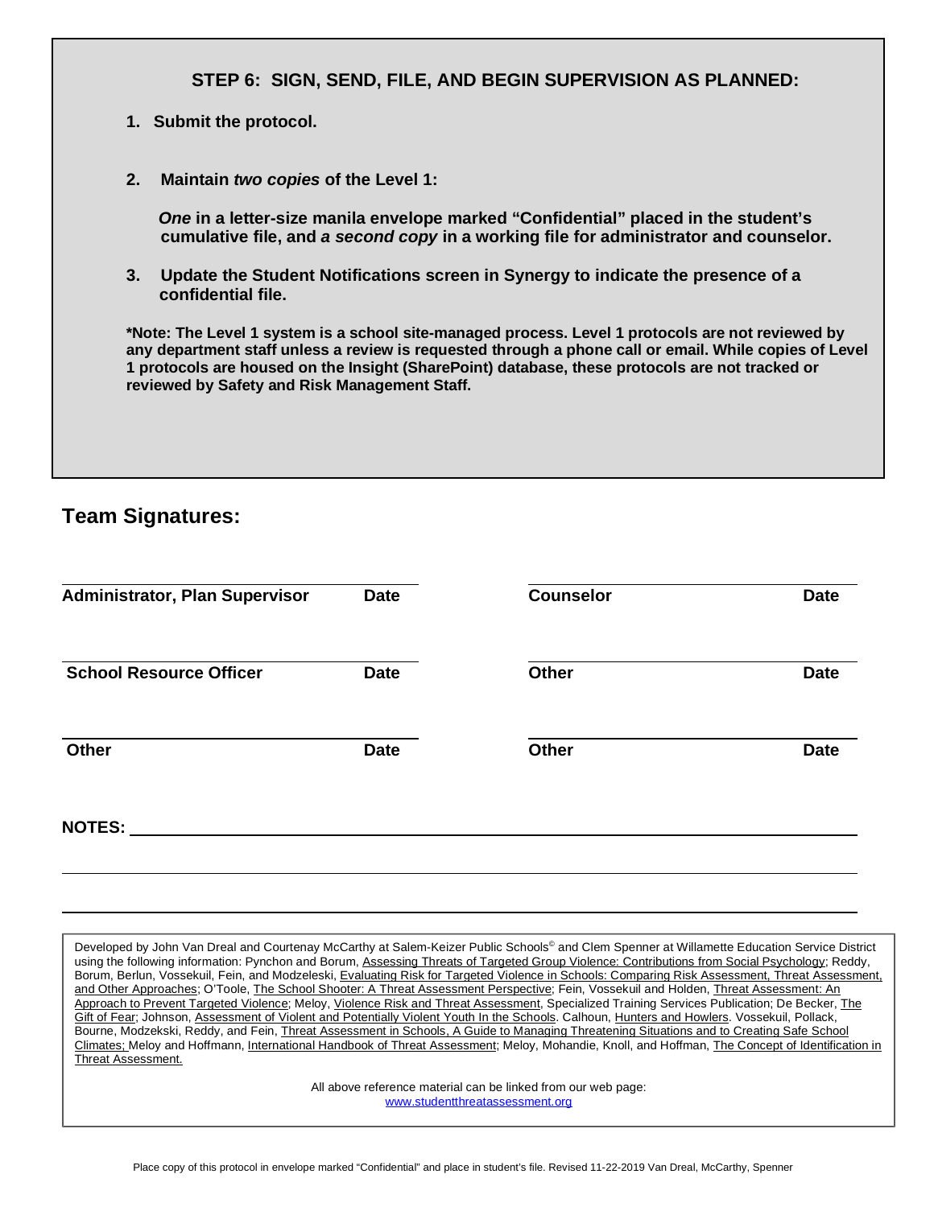## STEP 6: SIGN, SEND, FILE, AND BEGIN SUPERVISION AS PLANNED:

1. **Submit the protocol.**

2. **Maintain *two copies* of the Level 1:**

   ***One* in a letter-size manila envelope marked "Confidential" placed in the student's cumulative file, and *a second copy* in a working file for administrator and counselor.**

3. **Update the Student Notifications screen in Synergy to indicate the presence of a confidential file.**

**\*Note: The Level 1 system is a school site-managed process. Level 1 protocols are not reviewed by any department staff unless a review is requested through a phone call or email. While copies of Level 1 protocols are housed on the Insight (SharePoint) database, these protocols are not tracked or reviewed by Safety and Risk Management Staff.**

## Team Signatures:

| | | | |
|---|---|---|---|
| **Administrator, Plan Supervisor** | **Date** | **Counselor** | **Date** |
| **School Resource Officer** | **Date** | **Other** | **Date** |
| **Other** | **Date** | **Other** | **Date** |

**NOTES:** \_\_\_\_\_\_\_\_\_\_\_\_\_\_\_\_\_\_\_\_\_\_\_\_\_\_\_\_\_\_\_\_\_\_\_\_\_\_\_\_

\_\_\_\_\_\_\_\_\_\_\_\_\_\_\_\_\_\_\_\_\_\_\_\_\_\_\_\_\_\_\_\_\_\_\_\_\_\_\_\_\_\_\_\_\_\_\_\_

\_\_\_\_\_\_\_\_\_\_\_\_\_\_\_\_\_\_\_\_\_\_\_\_\_\_\_\_\_\_\_\_\_\_\_\_\_\_\_\_\_\_\_\_\_\_\_\_

Developed by John Van Dreal and Courtenay McCarthy at Salem-Keizer Public Schools© and Clem Spenner at Willamette Education Service District using the following information: Pynchon and Borum, Assessing Threats of Targeted Group Violence: Contributions from Social Psychology; Reddy, Borum, Berlun, Vossekuil, Fein, and Modzeleski, Evaluating Risk for Targeted Violence in Schools: Comparing Risk Assessment, Threat Assessment, and Other Approaches; O'Toole, The School Shooter: A Threat Assessment Perspective; Fein, Vossekuil and Holden, Threat Assessment: An Approach to Prevent Targeted Violence; Meloy, Violence Risk and Threat Assessment, Specialized Training Services Publication; De Becker, The Gift of Fear; Johnson, Assessment of Violent and Potentially Violent Youth In the Schools. Calhoun, Hunters and Howlers. Vossekuil, Pollack, Bourne, Modzekski, Reddy, and Fein, Threat Assessment in Schools, A Guide to Managing Threatening Situations and to Creating Safe School Climates; Meloy and Hoffmann, International Handbook of Threat Assessment; Meloy, Mohandie, Knoll, and Hoffman, The Concept of Identification in Threat Assessment.

All above reference material can be linked from our web page:
www.studentthreatassessment.org

Place copy of this protocol in envelope marked "Confidential" and place in student's file. Revised 11-22-2019 Van Dreal, McCarthy, Spenner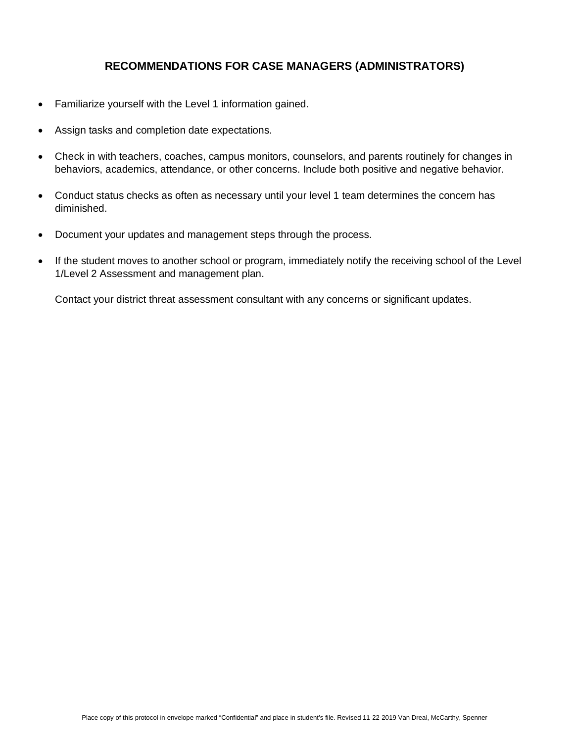## RECOMMENDATIONS FOR CASE MANAGERS (ADMINISTRATORS)

- Familiarize yourself with the Level 1 information gained.
- Assign tasks and completion date expectations.
- Check in with teachers, coaches, campus monitors, counselors, and parents routinely for changes in behaviors, academics, attendance, or other concerns. Include both positive and negative behavior.
- Conduct status checks as often as necessary until your level 1 team determines the concern has diminished.
- Document your updates and management steps through the process.
- If the student moves to another school or program, immediately notify the receiving school of the Level 1/Level 2 Assessment and management plan.

  Contact your district threat assessment consultant with any concerns or significant updates.

Place copy of this protocol in envelope marked "Confidential" and place in student's file. Revised 11-22-2019 Van Dreal, McCarthy, Spenner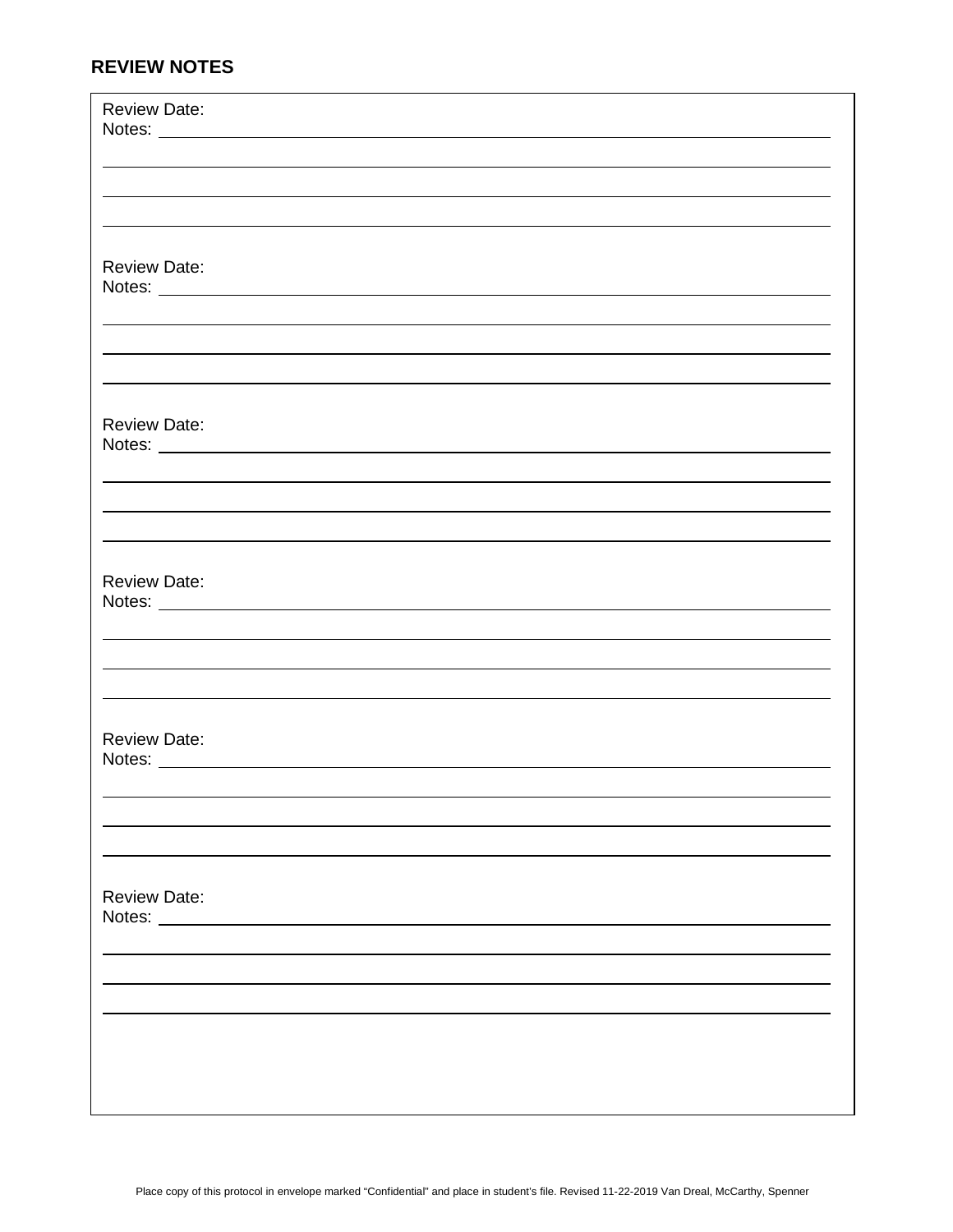## REVIEW NOTES

Review Date:
Notes: 

Review Date:
Notes: 

Review Date:
Notes: 

Review Date:
Notes: 

Review Date:
Notes: 

Review Date:
Notes: 

Place copy of this protocol in envelope marked "Confidential" and place in student's file. Revised 11-22-2019 Van Dreal, McCarthy, Spenner